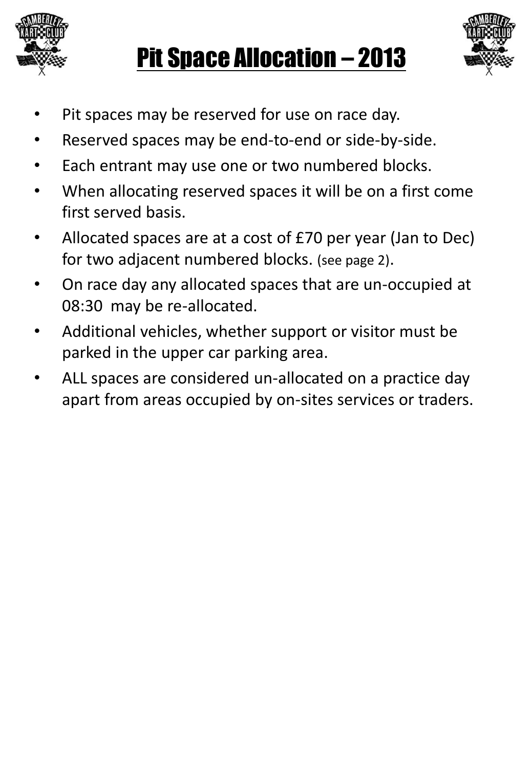# Pit Space Allocation – 2013

- Pit spaces may be reserved for use on race day.
- Reserved spaces may be end-to-end or side-by-side.
- Each entrant may use one or two numbered blocks.
- When allocating reserved spaces it will be on a first come first served basis.
- Allocated spaces are at a cost of £70 per year (Jan to Dec) for two adjacent numbered blocks. (see page 2).
- On race day any allocated spaces that are un-occupied at 08:30 may be re-allocated.
- Additional vehicles, whether support or visitor must be parked in the upper car parking area.
- ALL spaces are considered un-allocated on a practice day apart from areas occupied by on-sites services or traders.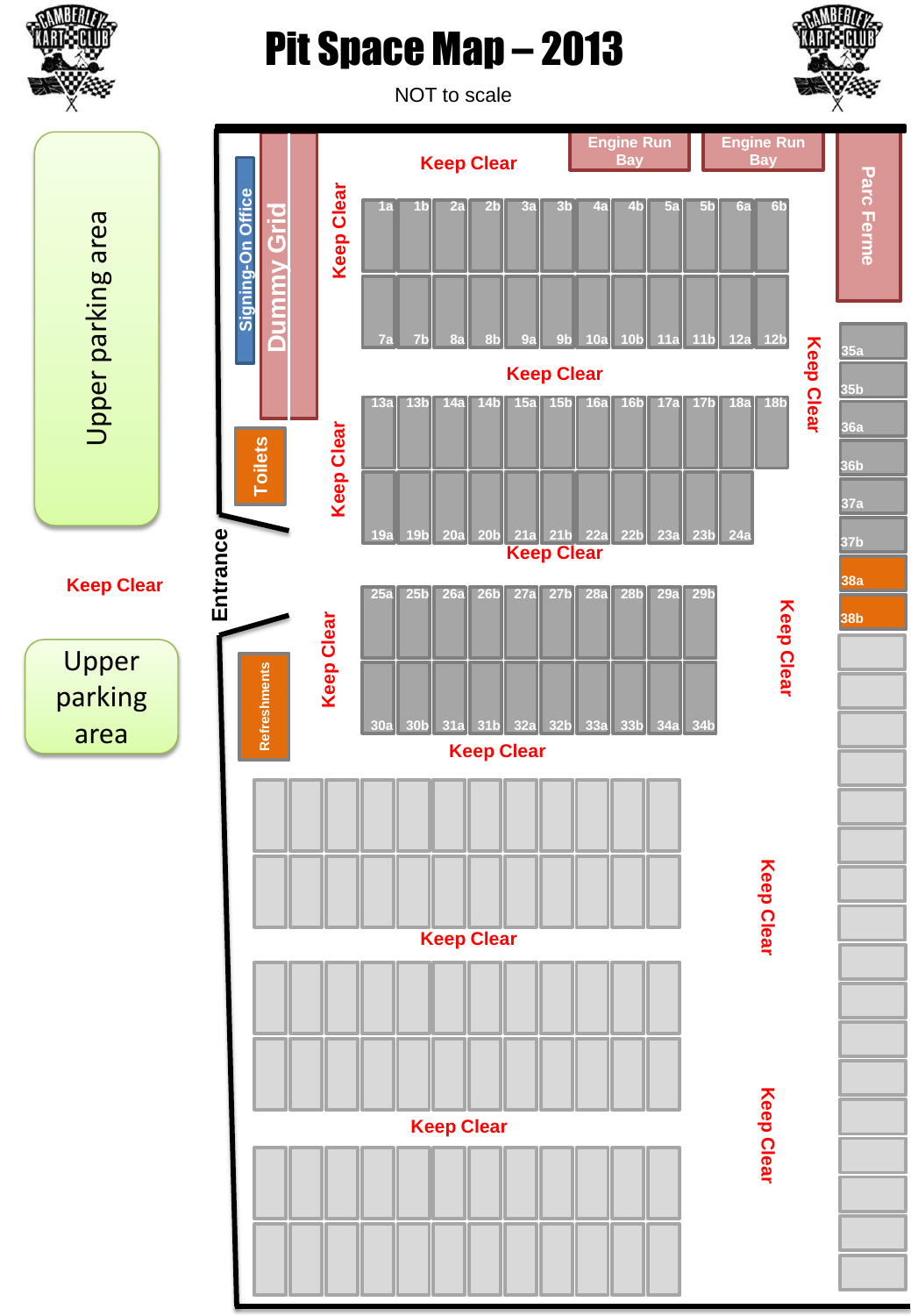# Pit Space Map – 2013

NOT to scale

Upper parking area

Keep Clear

Upper parking area

Entrance

Signing-On Office

Dummy Grid

Toilets

Refreshments

Keep Clear

Engine Run Bay

Engine Run Bay

Parc Ferme

Keep Clear

1a 1b 2a 2b 3a 3b 4a 4b 5a 5b 6a 6b

7a 7b 8a 8b 9a 9b 10a 10b 11a 11b 12a 12b

Keep Clear

Keep Clear

13a 13b 14a 14b 15a 15b 16a 16b 17a 17b 18a 18b

19a 19b 20a 20b 21a 21b 22a 22b 23a 23b 24a

Keep Clear

Keep Clear

25a 25b 26a 26b 27a 27b 28a 28b 29a 29b

30a 30b 31a 31b 32a 32b 33a 33b 34a 34b

Keep Clear

Keep Clear

35a 35b 36a 36b 37a 37b 38a 38b

Keep Clear

Keep Clear

Keep Clear

Keep Clear

Keep Clear

Keep Clear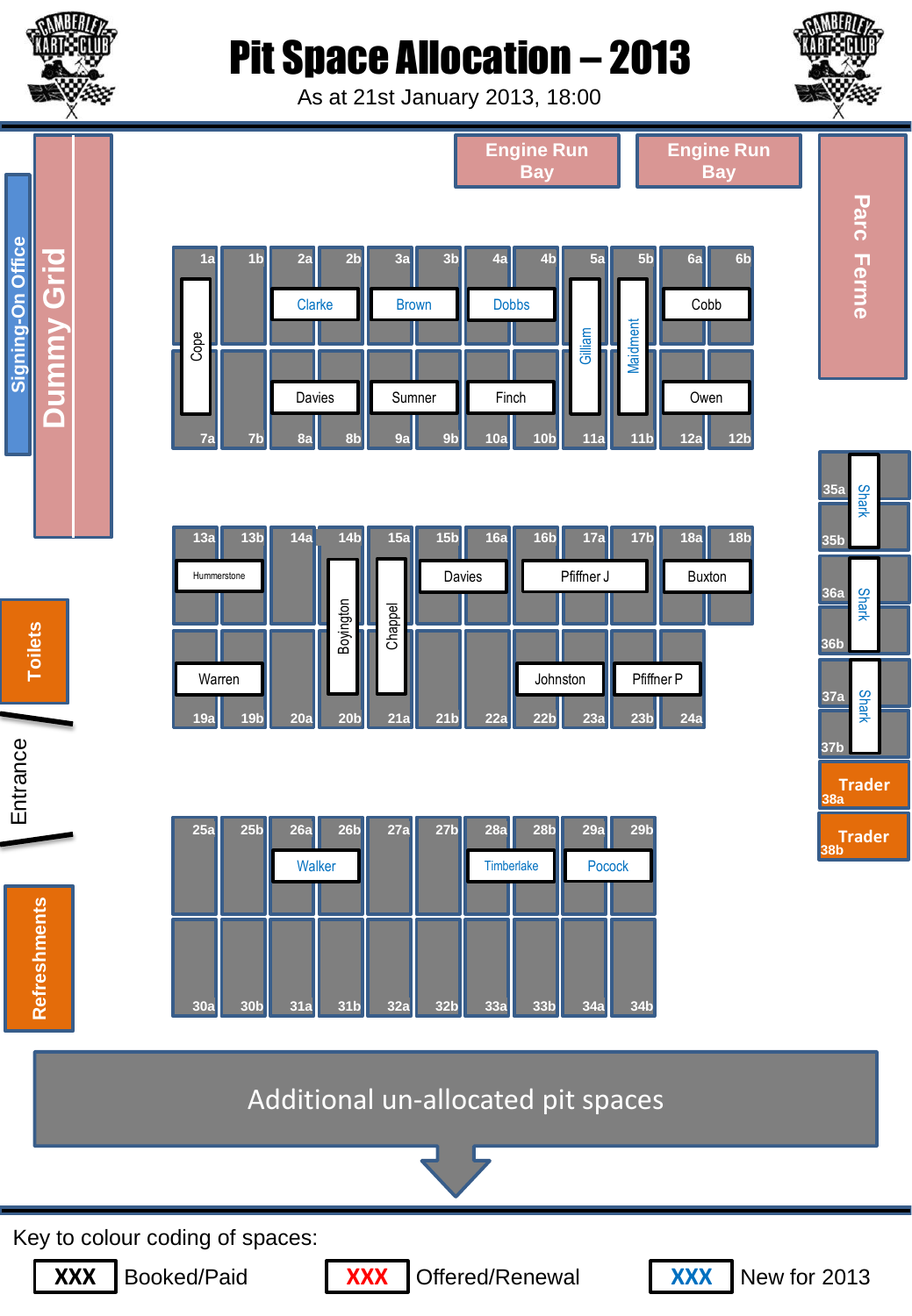# Pit Space Allocation – 2013

As at 21st January 2013, 18:00

Signing-On Office

Dummy Grid

Engine Run Bay

Engine Run Bay

Parc Ferme

| Space | Allocation |
|---|---|
| 1a / 7a | Cope |
| 1b / 7b | |
| 2a–2b | Clarke |
| 3a–3b | Brown |
| 4a–4b | Dobbs |
| 5a / 11a | Gilliam |
| 5b / 11b | Maidment |
| 6a–6b | Cobb |
| 8a–8b | Davies |
| 9a–9b | Sumner |
| 10a–10b | Finch |
| 12a–12b | Owen |
| 13a–13b | Hummerstone |
| 14a | |
| 14b / 20b | Boyington |
| 15a / 21a | Chappel |
| 15b–16a | Davies |
| 16b–17b | Pfiffner J |
| 18a–18b | Buxton |
| 19a–19b | Warren |
| 20a | |
| 21b | |
| 22a | |
| 22b–23a | Johnston |
| 23b–24a | Pfiffner P |
| 25a | |
| 25b | |
| 26a–26b | Walker |
| 27a | |
| 27b | |
| 28a–28b | Timberlake |
| 29a–29b | Pocock |
| 30a–34b | |
| 35a–35b | Shark |
| 36a–36b | Shark |
| 37a–37b | Shark |
| 38a | Trader |
| 38b | Trader |

Toilets

Entrance

Refreshments

Additional un-allocated pit spaces

Key to colour coding of spaces:

XXX Booked/Paid XXX Offered/Renewal XXX New for 2013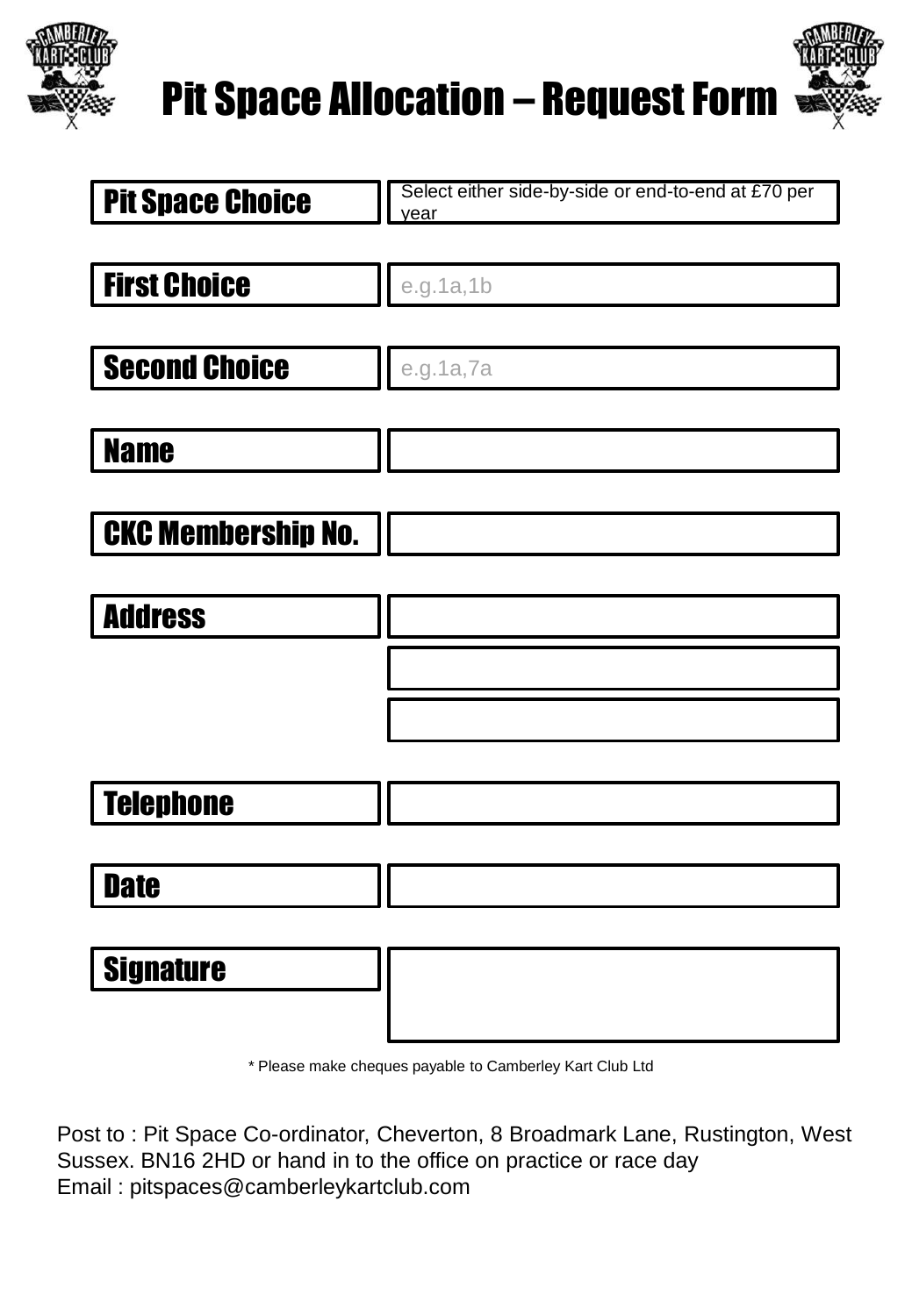# Pit Space Allocation – Request Form

| | |
|---|---|
| **Pit Space Choice** | Select either side-by-side or end-to-end at £70 per year |
| **First Choice** | e.g.1a,1b |
| **Second Choice** | e.g.1a,7a |
| **Name** | |
| **CKC Membership No.** | |
| **Address** | |
| | |
| | |
| **Telephone** | |
| **Date** | |
| **Signature** | |

* Please make cheques payable to Camberley Kart Club Ltd

Post to : Pit Space Co-ordinator, Cheverton, 8 Broadmark Lane, Rustington, West Sussex. BN16 2HD or hand in to the office on practice or race day
Email : pitspaces@camberleykartclub.com